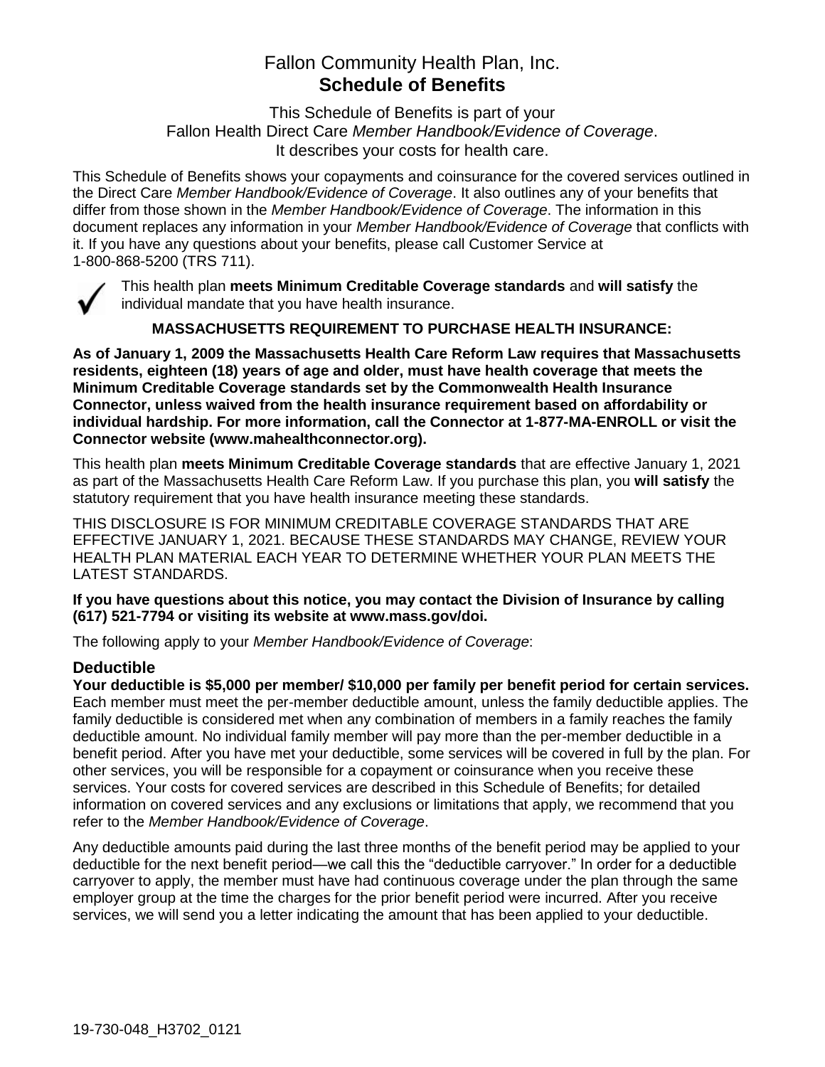# Fallon Community Health Plan, Inc.
## Schedule of Benefits

This Schedule of Benefits is part of your
Fallon Health Direct Care *Member Handbook/Evidence of Coverage*.
It describes your costs for health care.

This Schedule of Benefits shows your copayments and coinsurance for the covered services outlined in the Direct Care *Member Handbook/Evidence of Coverage*. It also outlines any of your benefits that differ from those shown in the *Member Handbook/Evidence of Coverage*. The information in this document replaces any information in your *Member Handbook/Evidence of Coverage* that conflicts with it. If you have any questions about your benefits, please call Customer Service at 1-800-868-5200 (TRS 711).

✓ This health plan **meets Minimum Creditable Coverage standards** and **will satisfy** the individual mandate that you have health insurance.

**MASSACHUSETTS REQUIREMENT TO PURCHASE HEALTH INSURANCE:**

**As of January 1, 2009 the Massachusetts Health Care Reform Law requires that Massachusetts residents, eighteen (18) years of age and older, must have health coverage that meets the Minimum Creditable Coverage standards set by the Commonwealth Health Insurance Connector, unless waived from the health insurance requirement based on affordability or individual hardship. For more information, call the Connector at 1-877-MA-ENROLL or visit the Connector website (www.mahealthconnector.org).**

This health plan **meets Minimum Creditable Coverage standards** that are effective January 1, 2021 as part of the Massachusetts Health Care Reform Law. If you purchase this plan, you **will satisfy** the statutory requirement that you have health insurance meeting these standards.

THIS DISCLOSURE IS FOR MINIMUM CREDITABLE COVERAGE STANDARDS THAT ARE EFFECTIVE JANUARY 1, 2021. BECAUSE THESE STANDARDS MAY CHANGE, REVIEW YOUR HEALTH PLAN MATERIAL EACH YEAR TO DETERMINE WHETHER YOUR PLAN MEETS THE LATEST STANDARDS.

**If you have questions about this notice, you may contact the Division of Insurance by calling (617) 521-7794 or visiting its website at www.mass.gov/doi.**

The following apply to your *Member Handbook/Evidence of Coverage*:

### Deductible

**Your deductible is $5,000 per member/ $10,000 per family per benefit period for certain services.** Each member must meet the per-member deductible amount, unless the family deductible applies. The family deductible is considered met when any combination of members in a family reaches the family deductible amount. No individual family member will pay more than the per-member deductible in a benefit period. After you have met your deductible, some services will be covered in full by the plan. For other services, you will be responsible for a copayment or coinsurance when you receive these services. Your costs for covered services are described in this Schedule of Benefits; for detailed information on covered services and any exclusions or limitations that apply, we recommend that you refer to the *Member Handbook/Evidence of Coverage*.

Any deductible amounts paid during the last three months of the benefit period may be applied to your deductible for the next benefit period—we call this the "deductible carryover." In order for a deductible carryover to apply, the member must have had continuous coverage under the plan through the same employer group at the time the charges for the prior benefit period were incurred. After you receive services, we will send you a letter indicating the amount that has been applied to your deductible.

19-730-048_H3702_0121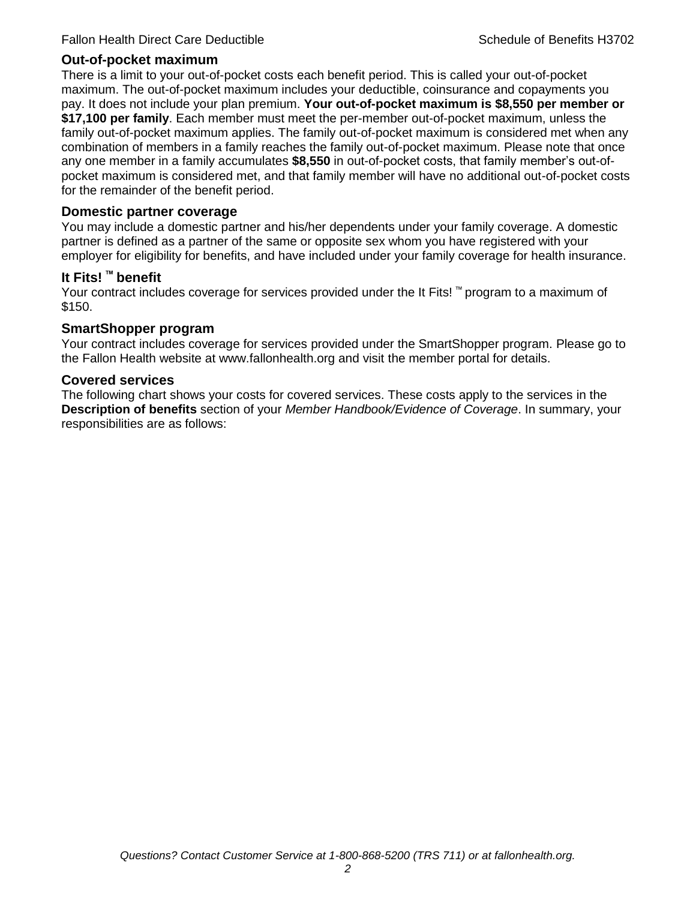## Out-of-pocket maximum

There is a limit to your out-of-pocket costs each benefit period. This is called your out-of-pocket maximum. The out-of-pocket maximum includes your deductible, coinsurance and copayments you pay. It does not include your plan premium. **Your out-of-pocket maximum is $8,550 per member or $17,100 per family**. Each member must meet the per-member out-of-pocket maximum, unless the family out-of-pocket maximum applies. The family out-of-pocket maximum is considered met when any combination of members in a family reaches the family out-of-pocket maximum. Please note that once any one member in a family accumulates **$8,550** in out-of-pocket costs, that family member's out-of-pocket maximum is considered met, and that family member will have no additional out-of-pocket costs for the remainder of the benefit period.

## Domestic partner coverage

You may include a domestic partner and his/her dependents under your family coverage. A domestic partner is defined as a partner of the same or opposite sex whom you have registered with your employer for eligibility for benefits, and have included under your family coverage for health insurance.

## It Fits! ™ benefit

Your contract includes coverage for services provided under the It Fits! ™ program to a maximum of $150.

## SmartShopper program

Your contract includes coverage for services provided under the SmartShopper program. Please go to the Fallon Health website at www.fallonhealth.org and visit the member portal for details.

## Covered services

The following chart shows your costs for covered services. These costs apply to the services in the **Description of benefits** section of your *Member Handbook/Evidence of Coverage*. In summary, your responsibilities are as follows: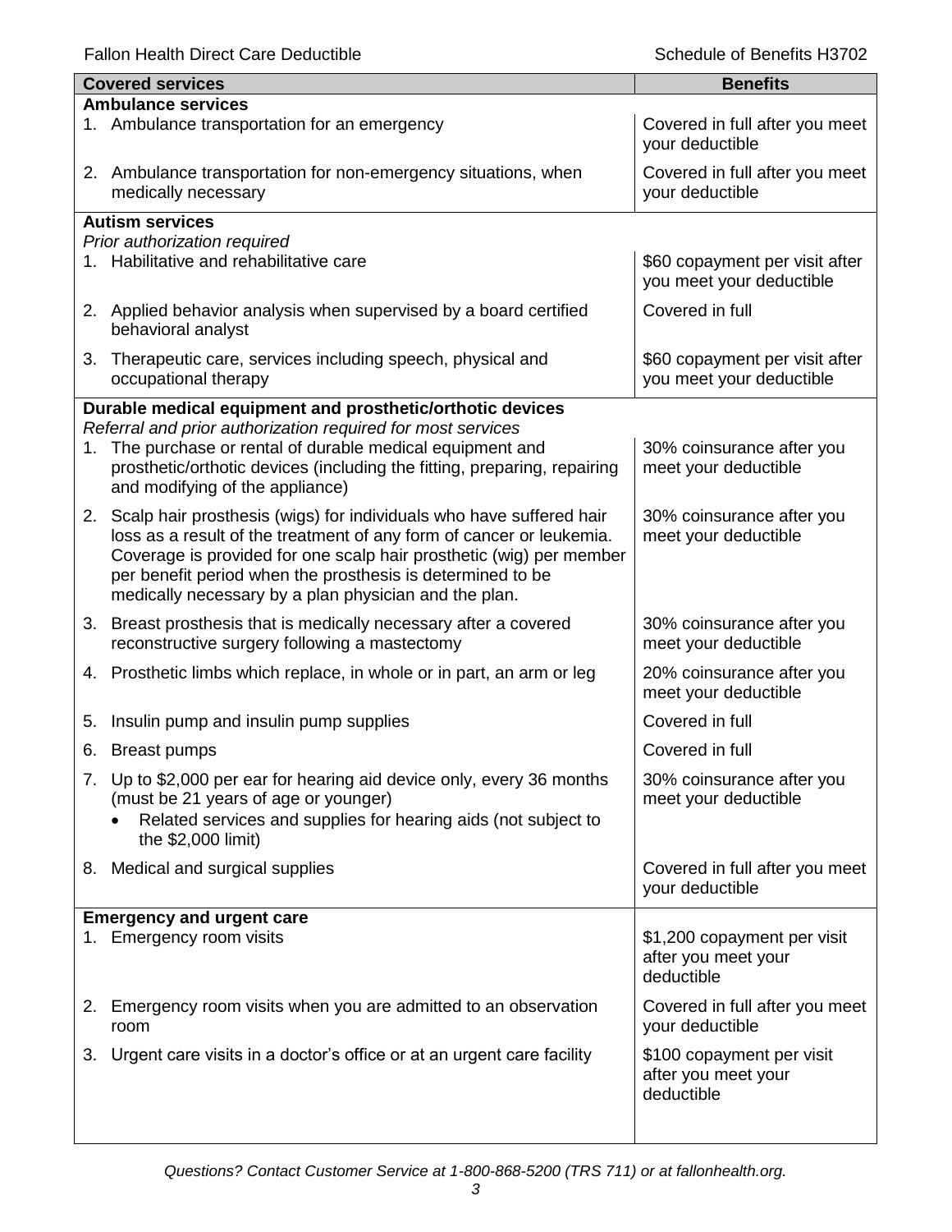| Covered services | Benefits |
| --- | --- |
| **Ambulance services** | |
| 1. Ambulance transportation for an emergency | Covered in full after you meet your deductible |
| 2. Ambulance transportation for non-emergency situations, when medically necessary | Covered in full after you meet your deductible |
| **Autism services** *Prior authorization required* | |
| 1. Habilitative and rehabilitative care | \$60 copayment per visit after you meet your deductible |
| 2. Applied behavior analysis when supervised by a board certified behavioral analyst | Covered in full |
| 3. Therapeutic care, services including speech, physical and occupational therapy | \$60 copayment per visit after you meet your deductible |
| **Durable medical equipment and prosthetic/orthotic devices** *Referral and prior authorization required for most services* | |
| 1. The purchase or rental of durable medical equipment and prosthetic/orthotic devices (including the fitting, preparing, repairing and modifying of the appliance) | 30% coinsurance after you meet your deductible |
| 2. Scalp hair prosthesis (wigs) for individuals who have suffered hair loss as a result of the treatment of any form of cancer or leukemia. Coverage is provided for one scalp hair prosthetic (wig) per member per benefit period when the prosthesis is determined to be medically necessary by a plan physician and the plan. | 30% coinsurance after you meet your deductible |
| 3. Breast prosthesis that is medically necessary after a covered reconstructive surgery following a mastectomy | 30% coinsurance after you meet your deductible |
| 4. Prosthetic limbs which replace, in whole or in part, an arm or leg | 20% coinsurance after you meet your deductible |
| 5. Insulin pump and insulin pump supplies | Covered in full |
| 6. Breast pumps | Covered in full |
| 7. Up to \$2,000 per ear for hearing aid device only, every 36 months (must be 21 years of age or younger) • Related services and supplies for hearing aids (not subject to the \$2,000 limit) | 30% coinsurance after you meet your deductible |
| 8. Medical and surgical supplies | Covered in full after you meet your deductible |
| **Emergency and urgent care** | |
| 1. Emergency room visits | \$1,200 copayment per visit after you meet your deductible |
| 2. Emergency room visits when you are admitted to an observation room | Covered in full after you meet your deductible |
| 3. Urgent care visits in a doctor's office or at an urgent care facility | \$100 copayment per visit after you meet your deductible |

*Questions? Contact Customer Service at 1-800-868-5200 (TRS 711) or at fallonhealth.org.*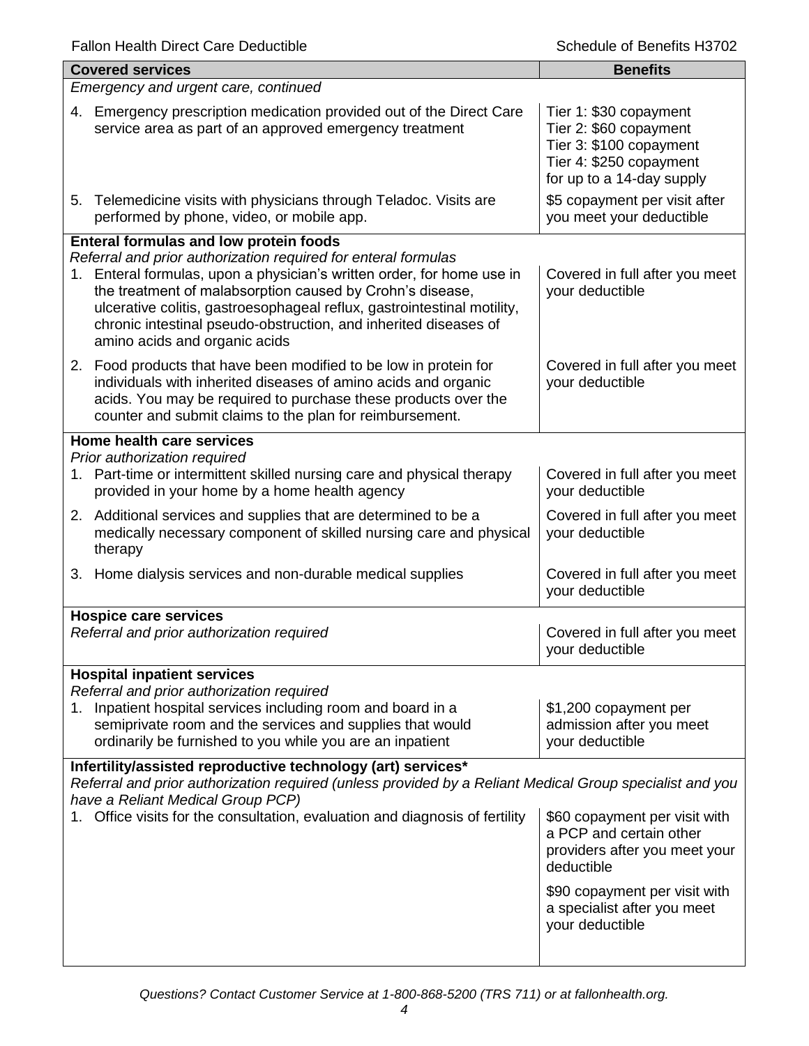| Covered services | Benefits |
|---|---|
| *Emergency and urgent care, continued* | |
| 4. Emergency prescription medication provided out of the Direct Care service area as part of an approved emergency treatment | Tier 1: $30 copayment<br>Tier 2: $60 copayment<br>Tier 3: $100 copayment<br>Tier 4: $250 copayment<br>for up to a 14-day supply |
| 5. Telemedicine visits with physicians through Teladoc. Visits are performed by phone, video, or mobile app. | $5 copayment per visit after you meet your deductible |
| **Enteral formulas and low protein foods**<br>*Referral and prior authorization required for enteral formulas* | |
| 1. Enteral formulas, upon a physician's written order, for home use in the treatment of malabsorption caused by Crohn's disease, ulcerative colitis, gastroesophageal reflux, gastrointestinal motility, chronic intestinal pseudo-obstruction, and inherited diseases of amino acids and organic acids | Covered in full after you meet your deductible |
| 2. Food products that have been modified to be low in protein for individuals with inherited diseases of amino acids and organic acids. You may be required to purchase these products over the counter and submit claims to the plan for reimbursement. | Covered in full after you meet your deductible |
| **Home health care services**<br>*Prior authorization required* | |
| 1. Part-time or intermittent skilled nursing care and physical therapy provided in your home by a home health agency | Covered in full after you meet your deductible |
| 2. Additional services and supplies that are determined to be a medically necessary component of skilled nursing care and physical therapy | Covered in full after you meet your deductible |
| 3. Home dialysis services and non-durable medical supplies | Covered in full after you meet your deductible |
| **Hospice care services**<br>*Referral and prior authorization required* | Covered in full after you meet your deductible |
| **Hospital inpatient services**<br>*Referral and prior authorization required* | |
| 1. Inpatient hospital services including room and board in a semiprivate room and the services and supplies that would ordinarily be furnished to you while you are an inpatient | $1,200 copayment per admission after you meet your deductible |
| **Infertility/assisted reproductive technology (art) services***<br>*Referral and prior authorization required (unless provided by a Reliant Medical Group specialist and you have a Reliant Medical Group PCP)* | |
| 1. Office visits for the consultation, evaluation and diagnosis of fertility | $60 copayment per visit with a PCP and certain other providers after you meet your deductible<br><br>$90 copayment per visit with a specialist after you meet your deductible |

*Questions? Contact Customer Service at 1-800-868-5200 (TRS 711) or at fallonhealth.org.*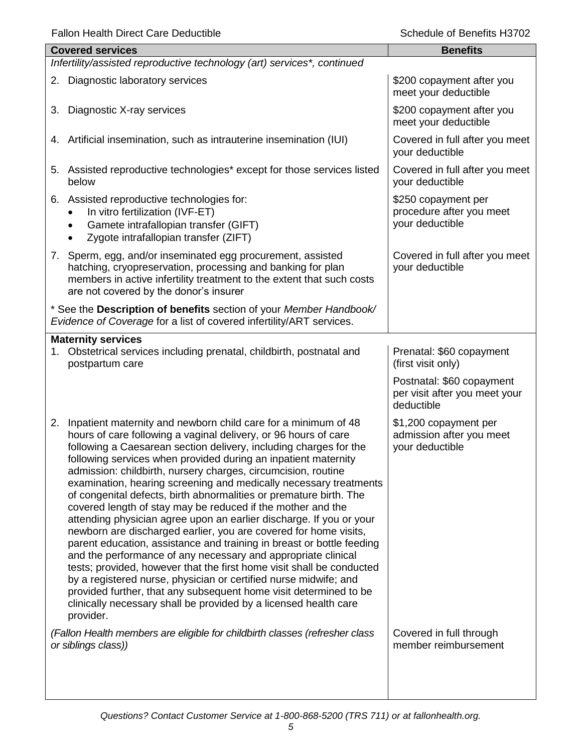| Covered services | Benefits |
|---|---|
| *Infertility/assisted reproductive technology (art) services\*, continued* | |
| 2. Diagnostic laboratory services | $200 copayment after you meet your deductible |
| 3. Diagnostic X-ray services | $200 copayment after you meet your deductible |
| 4. Artificial insemination, such as intrauterine insemination (IUI) | Covered in full after you meet your deductible |
| 5. Assisted reproductive technologies* except for those services listed below | Covered in full after you meet your deductible |
| 6. Assisted reproductive technologies for:<br>• In vitro fertilization (IVF-ET)<br>• Gamete intrafallopian transfer (GIFT)<br>• Zygote intrafallopian transfer (ZIFT) | $250 copayment per procedure after you meet your deductible |
| 7. Sperm, egg, and/or inseminated egg procurement, assisted hatching, cryopreservation, processing and banking for plan members in active infertility treatment to the extent that such costs are not covered by the donor's insurer | Covered in full after you meet your deductible |
| * See the **Description of benefits** section of your *Member Handbook/ Evidence of Coverage* for a list of covered infertility/ART services. | |
| **Maternity services** | |
| 1. Obstetrical services including prenatal, childbirth, postnatal and postpartum care | Prenatal: $60 copayment (first visit only)<br><br>Postnatal: $60 copayment per visit after you meet your deductible |
| 2. Inpatient maternity and newborn child care for a minimum of 48 hours of care following a vaginal delivery, or 96 hours of care following a Caesarean section delivery, including charges for the following services when provided during an inpatient maternity admission: childbirth, nursery charges, circumcision, routine examination, hearing screening and medically necessary treatments of congenital defects, birth abnormalities or premature birth. The covered length of stay may be reduced if the mother and the attending physician agree upon an earlier discharge. If you or your newborn are discharged earlier, you are covered for home visits, parent education, assistance and training in breast or bottle feeding and the performance of any necessary and appropriate clinical tests; provided, however that the first home visit shall be conducted by a registered nurse, physician or certified nurse midwife; and provided further, that any subsequent home visit determined to be clinically necessary shall be provided by a licensed health care provider. | $1,200 copayment per admission after you meet your deductible |
| *(Fallon Health members are eligible for childbirth classes (refresher class or siblings class))* | Covered in full through member reimbursement |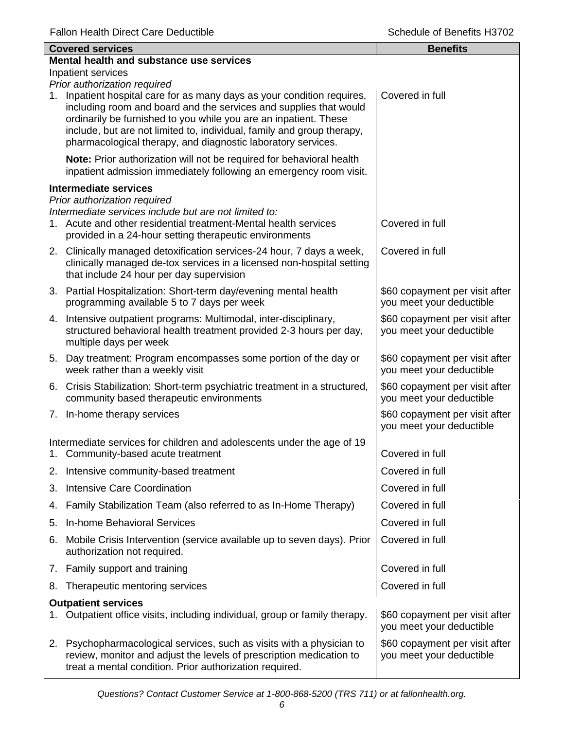| Covered services | Benefits |
|---|---|
| **Mental health and substance use services** | |
| Inpatient services | |
| *Prior authorization required* | |
| 1. Inpatient hospital care for as many days as your condition requires, including room and board and the services and supplies that would ordinarily be furnished to you while you are an inpatient. These include, but are not limited to, individual, family and group therapy, pharmacological therapy, and diagnostic laboratory services. | Covered in full |
| **Note:** Prior authorization will not be required for behavioral health inpatient admission immediately following an emergency room visit. | |
| **Intermediate services** | |
| *Prior authorization required* | |
| *Intermediate services include but are not limited to:* | |
| 1. Acute and other residential treatment-Mental health services provided in a 24-hour setting therapeutic environments | Covered in full |
| 2. Clinically managed detoxification services-24 hour, 7 days a week, clinically managed de-tox services in a licensed non-hospital setting that include 24 hour per day supervision | Covered in full |
| 3. Partial Hospitalization: Short-term day/evening mental health programming available 5 to 7 days per week | \$60 copayment per visit after you meet your deductible |
| 4. Intensive outpatient programs: Multimodal, inter-disciplinary, structured behavioral health treatment provided 2-3 hours per day, multiple days per week | \$60 copayment per visit after you meet your deductible |
| 5. Day treatment: Program encompasses some portion of the day or week rather than a weekly visit | \$60 copayment per visit after you meet your deductible |
| 6. Crisis Stabilization: Short-term psychiatric treatment in a structured, community based therapeutic environments | \$60 copayment per visit after you meet your deductible |
| 7. In-home therapy services | \$60 copayment per visit after you meet your deductible |
| Intermediate services for children and adolescents under the age of 19 | |
| 1. Community-based acute treatment | Covered in full |
| 2. Intensive community-based treatment | Covered in full |
| 3. Intensive Care Coordination | Covered in full |
| 4. Family Stabilization Team (also referred to as In-Home Therapy) | Covered in full |
| 5. In-home Behavioral Services | Covered in full |
| 6. Mobile Crisis Intervention (service available up to seven days). Prior authorization not required. | Covered in full |
| 7. Family support and training | Covered in full |
| 8. Therapeutic mentoring services | Covered in full |
| **Outpatient services** | |
| 1. Outpatient office visits, including individual, group or family therapy. | \$60 copayment per visit after you meet your deductible |
| 2. Psychopharmacological services, such as visits with a physician to review, monitor and adjust the levels of prescription medication to treat a mental condition. Prior authorization required. | \$60 copayment per visit after you meet your deductible |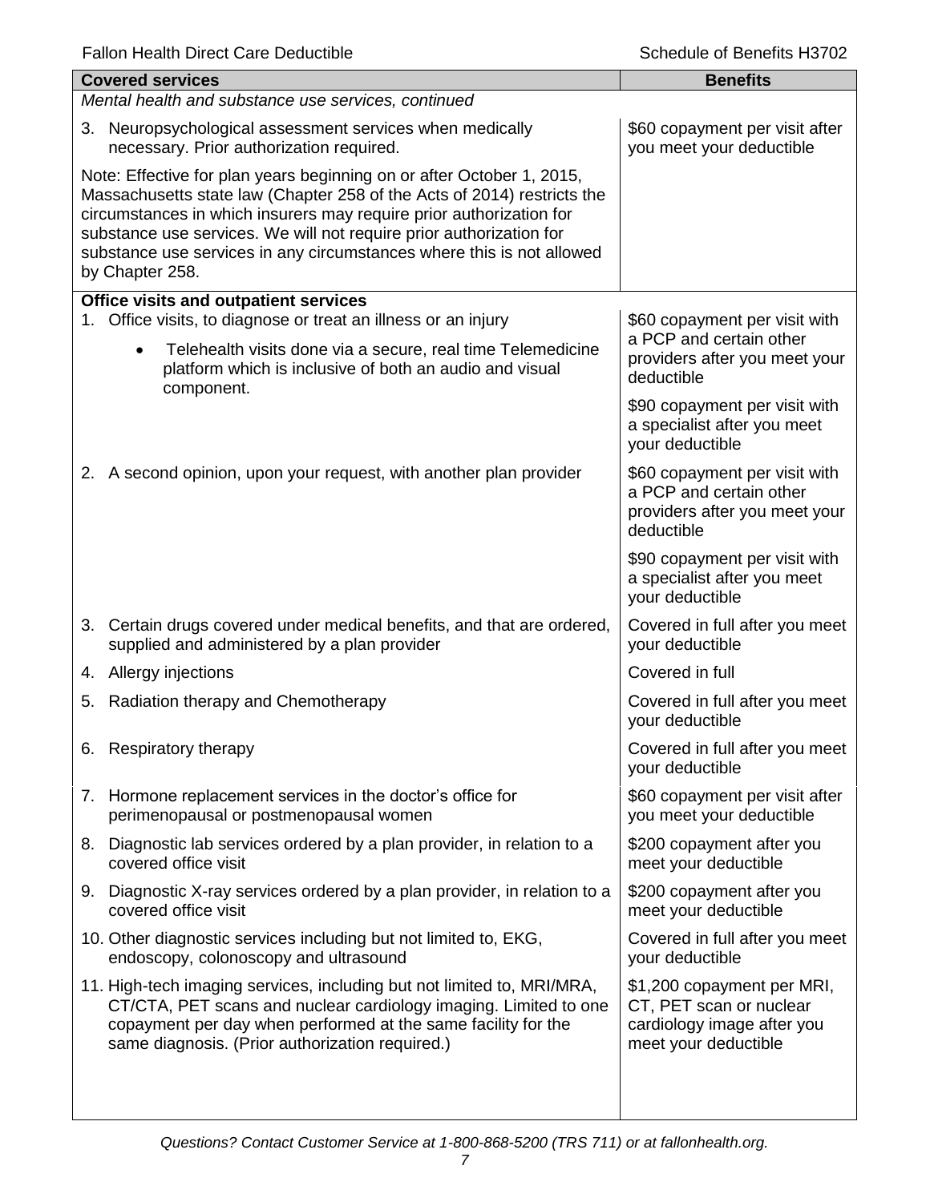| Covered services | Benefits |
|---|---|
| *Mental health and substance use services, continued* | |
| 3. Neuropsychological assessment services when medically necessary. Prior authorization required. | $60 copayment per visit after you meet your deductible |
| Note: Effective for plan years beginning on or after October 1, 2015, Massachusetts state law (Chapter 258 of the Acts of 2014) restricts the circumstances in which insurers may require prior authorization for substance use services. We will not require prior authorization for substance use services in any circumstances where this is not allowed by Chapter 258. | |
| **Office visits and outpatient services** | |
| 1. Office visits, to diagnose or treat an illness or an injury<br>• Telehealth visits done via a secure, real time Telemedicine platform which is inclusive of both an audio and visual component. | $60 copayment per visit with a PCP and certain other providers after you meet your deductible<br><br>$90 copayment per visit with a specialist after you meet your deductible |
| 2. A second opinion, upon your request, with another plan provider | $60 copayment per visit with a PCP and certain other providers after you meet your deductible<br><br>$90 copayment per visit with a specialist after you meet your deductible |
| 3. Certain drugs covered under medical benefits, and that are ordered, supplied and administered by a plan provider | Covered in full after you meet your deductible |
| 4. Allergy injections | Covered in full |
| 5. Radiation therapy and Chemotherapy | Covered in full after you meet your deductible |
| 6. Respiratory therapy | Covered in full after you meet your deductible |
| 7. Hormone replacement services in the doctor's office for perimenopausal or postmenopausal women | $60 copayment per visit after you meet your deductible |
| 8. Diagnostic lab services ordered by a plan provider, in relation to a covered office visit | $200 copayment after you meet your deductible |
| 9. Diagnostic X-ray services ordered by a plan provider, in relation to a covered office visit | $200 copayment after you meet your deductible |
| 10. Other diagnostic services including but not limited to, EKG, endoscopy, colonoscopy and ultrasound | Covered in full after you meet your deductible |
| 11. High-tech imaging services, including but not limited to, MRI/MRA, CT/CTA, PET scans and nuclear cardiology imaging. Limited to one copayment per day when performed at the same facility for the same diagnosis. (Prior authorization required.) | $1,200 copayment per MRI, CT, PET scan or nuclear cardiology image after you meet your deductible |

*Questions? Contact Customer Service at 1-800-868-5200 (TRS 711) or at fallonhealth.org.*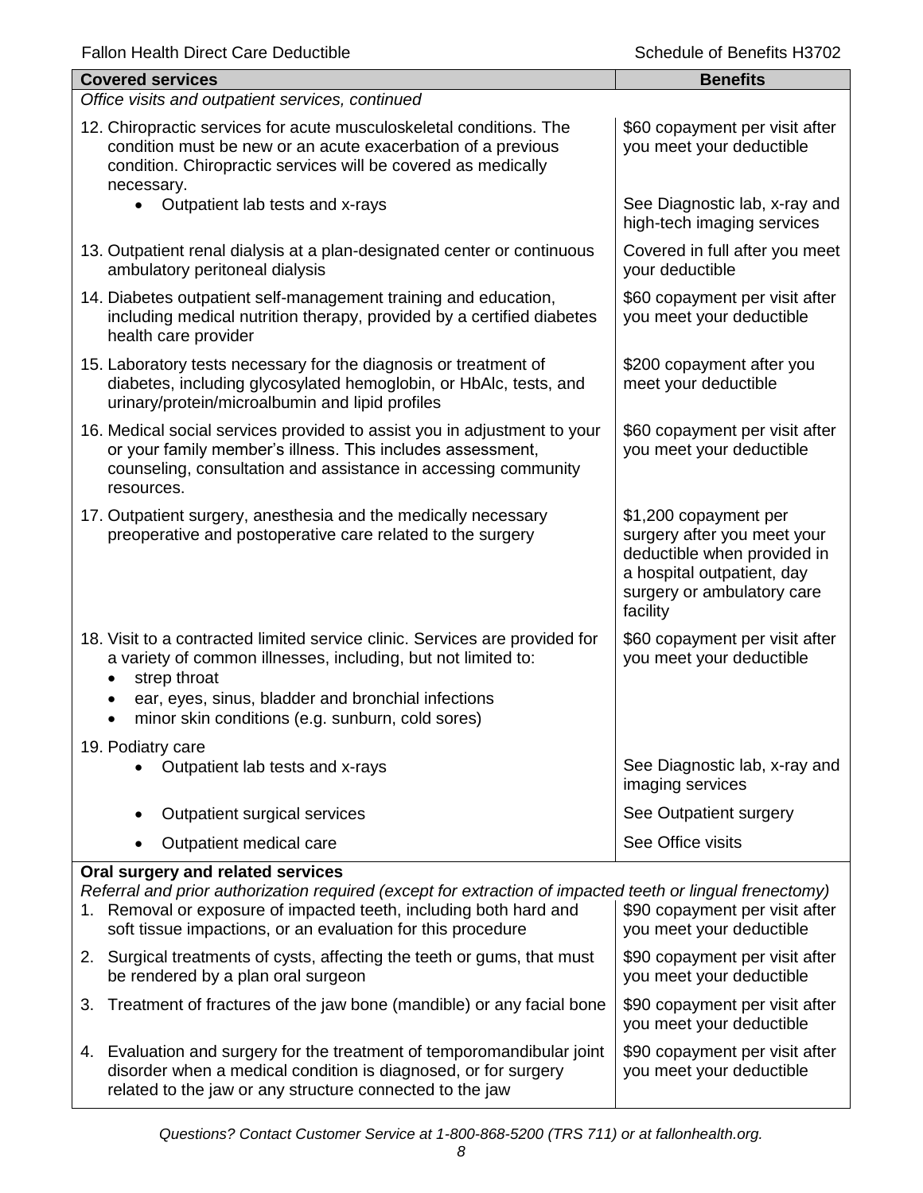| Covered services | Benefits |
|---|---|
| *Office visits and outpatient services, continued* | |
| 12. Chiropractic services for acute musculoskeletal conditions. The condition must be new or an acute exacerbation of a previous condition. Chiropractic services will be covered as medically necessary. | $60 copayment per visit after you meet your deductible |
| • Outpatient lab tests and x-rays | See Diagnostic lab, x-ray and high-tech imaging services |
| 13. Outpatient renal dialysis at a plan-designated center or continuous ambulatory peritoneal dialysis | Covered in full after you meet your deductible |
| 14. Diabetes outpatient self-management training and education, including medical nutrition therapy, provided by a certified diabetes health care provider | $60 copayment per visit after you meet your deductible |
| 15. Laboratory tests necessary for the diagnosis or treatment of diabetes, including glycosylated hemoglobin, or HbAlc, tests, and urinary/protein/microalbumin and lipid profiles | $200 copayment after you meet your deductible |
| 16. Medical social services provided to assist you in adjustment to your or your family member's illness. This includes assessment, counseling, consultation and assistance in accessing community resources. | $60 copayment per visit after you meet your deductible |
| 17. Outpatient surgery, anesthesia and the medically necessary preoperative and postoperative care related to the surgery | $1,200 copayment per surgery after you meet your deductible when provided in a hospital outpatient, day surgery or ambulatory care facility |
| 18. Visit to a contracted limited service clinic. Services are provided for a variety of common illnesses, including, but not limited to: • strep throat • ear, eyes, sinus, bladder and bronchial infections • minor skin conditions (e.g. sunburn, cold sores) | $60 copayment per visit after you meet your deductible |
| 19. Podiatry care | |
| • Outpatient lab tests and x-rays | See Diagnostic lab, x-ray and imaging services |
| • Outpatient surgical services | See Outpatient surgery |
| • Outpatient medical care | See Office visits |
| **Oral surgery and related services** *Referral and prior authorization required (except for extraction of impacted teeth or lingual frenectomy)* | |
| 1. Removal or exposure of impacted teeth, including both hard and soft tissue impactions, or an evaluation for this procedure | $90 copayment per visit after you meet your deductible |
| 2. Surgical treatments of cysts, affecting the teeth or gums, that must be rendered by a plan oral surgeon | $90 copayment per visit after you meet your deductible |
| 3. Treatment of fractures of the jaw bone (mandible) or any facial bone | $90 copayment per visit after you meet your deductible |
| 4. Evaluation and surgery for the treatment of temporomandibular joint disorder when a medical condition is diagnosed, or for surgery related to the jaw or any structure connected to the jaw | $90 copayment per visit after you meet your deductible |

*Questions? Contact Customer Service at 1-800-868-5200 (TRS 711) or at fallonhealth.org.*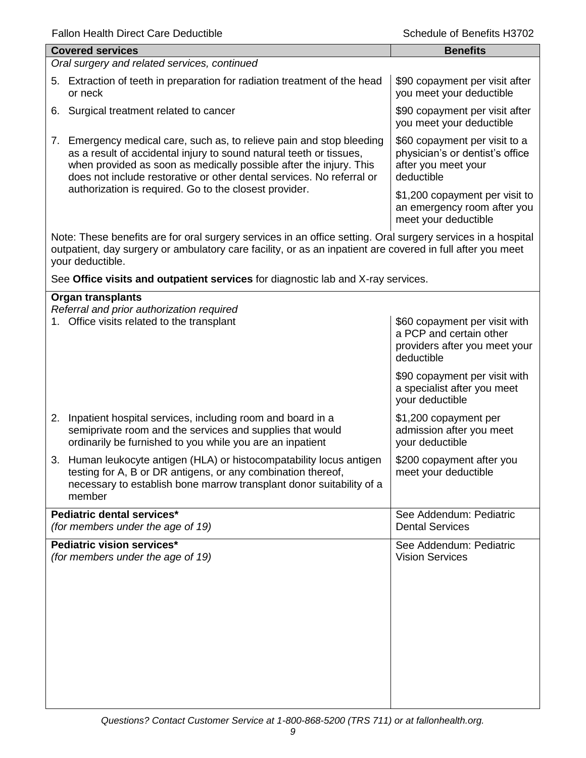| Covered services | Benefits |
|---|---|
| *Oral surgery and related services, continued* | |
| 5. Extraction of teeth in preparation for radiation treatment of the head or neck | $90 copayment per visit after you meet your deductible |
| 6. Surgical treatment related to cancer | $90 copayment per visit after you meet your deductible |
| 7. Emergency medical care, such as, to relieve pain and stop bleeding as a result of accidental injury to sound natural teeth or tissues, when provided as soon as medically possible after the injury. This does not include restorative or other dental services. No referral or authorization is required. Go to the closest provider. | $60 copayment per visit to a physician's or dentist's office after you meet your deductible<br><br>$1,200 copayment per visit to an emergency room after you meet your deductible |
| Note: These benefits are for oral surgery services in an office setting. Oral surgery services in a hospital outpatient, day surgery or ambulatory care facility, or as an inpatient are covered in full after you meet your deductible.<br><br>See **Office visits and outpatient services** for diagnostic lab and X-ray services. | |
| **Organ transplants**<br>*Referral and prior authorization required* | |
| 1. Office visits related to the transplant | $60 copayment per visit with a PCP and certain other providers after you meet your deductible<br><br>$90 copayment per visit with a specialist after you meet your deductible |
| 2. Inpatient hospital services, including room and board in a semiprivate room and the services and supplies that would ordinarily be furnished to you while you are an inpatient | $1,200 copayment per admission after you meet your deductible |
| 3. Human leukocyte antigen (HLA) or histocompatability locus antigen testing for A, B or DR antigens, or any combination thereof, necessary to establish bone marrow transplant donor suitability of a member | $200 copayment after you meet your deductible |
| **Pediatric dental services***<br>*(for members under the age of 19)* | See Addendum: Pediatric Dental Services |
| **Pediatric vision services***<br>*(for members under the age of 19)* | See Addendum: Pediatric Vision Services |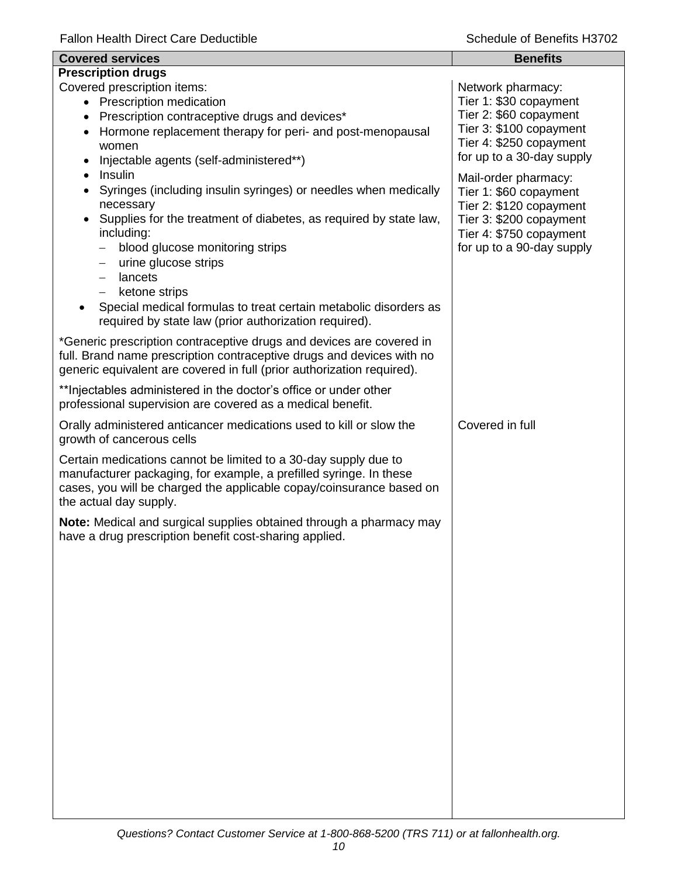| Covered services | Benefits |
|---|---|
| **Prescription drugs** | |
| Covered prescription items:<br>• Prescription medication<br>• Prescription contraceptive drugs and devices*<br>• Hormone replacement therapy for peri- and post-menopausal women<br>• Injectable agents (self-administered**)<br>• Insulin<br>• Syringes (including insulin syringes) or needles when medically necessary<br>• Supplies for the treatment of diabetes, as required by state law, including:<br>  – blood glucose monitoring strips<br>  – urine glucose strips<br>  – lancets<br>  – ketone strips<br>• Special medical formulas to treat certain metabolic disorders as required by state law (prior authorization required).<br><br>*Generic prescription contraceptive drugs and devices are covered in full. Brand name prescription contraceptive drugs and devices with no generic equivalent are covered in full (prior authorization required).<br><br>**Injectables administered in the doctor's office or under other professional supervision are covered as a medical benefit. | Network pharmacy:<br>Tier 1: $30 copayment<br>Tier 2: $60 copayment<br>Tier 3: $100 copayment<br>Tier 4: $250 copayment<br>for up to a 30-day supply<br><br>Mail-order pharmacy:<br>Tier 1: $60 copayment<br>Tier 2: $120 copayment<br>Tier 3: $200 copayment<br>Tier 4: $750 copayment<br>for up to a 90-day supply |
| Orally administered anticancer medications used to kill or slow the growth of cancerous cells<br><br>Certain medications cannot be limited to a 30-day supply due to manufacturer packaging, for example, a prefilled syringe. In these cases, you will be charged the applicable copay/coinsurance based on the actual day supply.<br><br>**Note:** Medical and surgical supplies obtained through a pharmacy may have a drug prescription benefit cost-sharing applied. | Covered in full |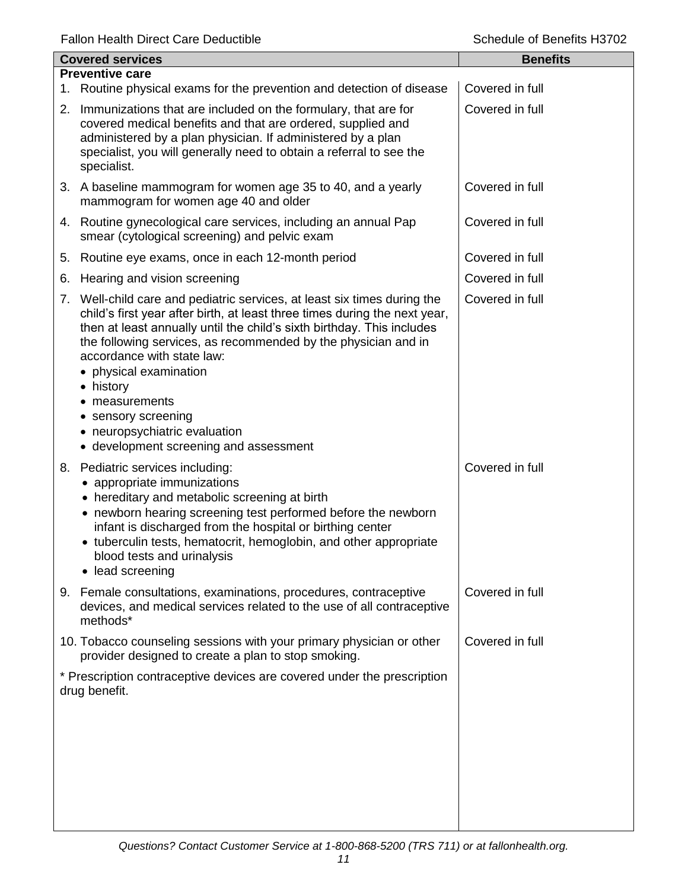| Covered services | Benefits |
|---|---|
| **Preventive care** | |
| 1. Routine physical exams for the prevention and detection of disease | Covered in full |
| 2. Immunizations that are included on the formulary, that are for covered medical benefits and that are ordered, supplied and administered by a plan physician. If administered by a plan specialist, you will generally need to obtain a referral to see the specialist. | Covered in full |
| 3. A baseline mammogram for women age 35 to 40, and a yearly mammogram for women age 40 and older | Covered in full |
| 4. Routine gynecological care services, including an annual Pap smear (cytological screening) and pelvic exam | Covered in full |
| 5. Routine eye exams, once in each 12-month period | Covered in full |
| 6. Hearing and vision screening | Covered in full |
| 7. Well-child care and pediatric services, at least six times during the child's first year after birth, at least three times during the next year, then at least annually until the child's sixth birthday. This includes the following services, as recommended by the physician and in accordance with state law: <br>• physical examination <br>• history <br>• measurements <br>• sensory screening <br>• neuropsychiatric evaluation <br>• development screening and assessment | Covered in full |
| 8. Pediatric services including: <br>• appropriate immunizations <br>• hereditary and metabolic screening at birth <br>• newborn hearing screening test performed before the newborn infant is discharged from the hospital or birthing center <br>• tuberculin tests, hematocrit, hemoglobin, and other appropriate blood tests and urinalysis <br>• lead screening | Covered in full |
| 9. Female consultations, examinations, procedures, contraceptive devices, and medical services related to the use of all contraceptive methods* | Covered in full |
| 10. Tobacco counseling sessions with your primary physician or other provider designed to create a plan to stop smoking. | Covered in full |
| * Prescription contraceptive devices are covered under the prescription drug benefit. | |

*Questions? Contact Customer Service at 1-800-868-5200 (TRS 711) or at fallonhealth.org.*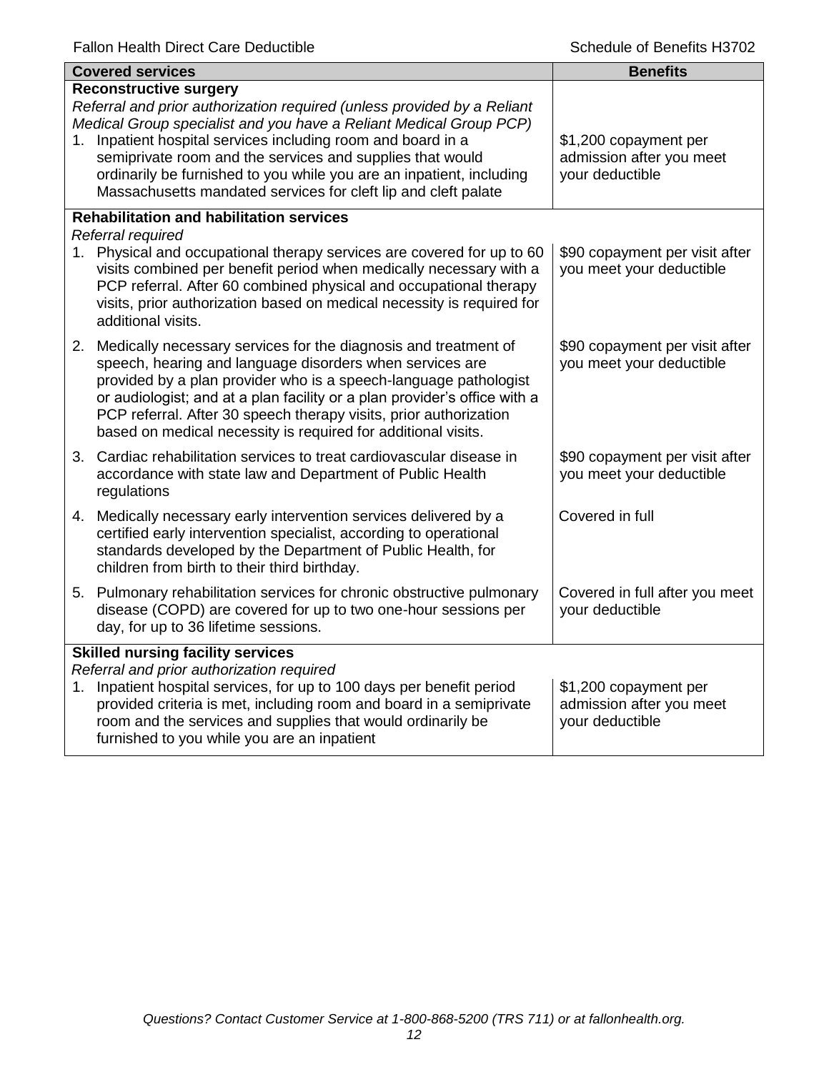| Covered services | Benefits |
|---|---|
| **Reconstructive surgery**<br>*Referral and prior authorization required (unless provided by a Reliant Medical Group specialist and you have a Reliant Medical Group PCP)*<br>1. Inpatient hospital services including room and board in a semiprivate room and the services and supplies that would ordinarily be furnished to you while you are an inpatient, including Massachusetts mandated services for cleft lip and cleft palate | $1,200 copayment per admission after you meet your deductible |
| **Rehabilitation and habilitation services**<br>*Referral required*<br>1. Physical and occupational therapy services are covered for up to 60 visits combined per benefit period when medically necessary with a PCP referral. After 60 combined physical and occupational therapy visits, prior authorization based on medical necessity is required for additional visits. | $90 copayment per visit after you meet your deductible |
| 2. Medically necessary services for the diagnosis and treatment of speech, hearing and language disorders when services are provided by a plan provider who is a speech-language pathologist or audiologist; and at a plan facility or a plan provider's office with a PCP referral. After 30 speech therapy visits, prior authorization based on medical necessity is required for additional visits. | $90 copayment per visit after you meet your deductible |
| 3. Cardiac rehabilitation services to treat cardiovascular disease in accordance with state law and Department of Public Health regulations | $90 copayment per visit after you meet your deductible |
| 4. Medically necessary early intervention services delivered by a certified early intervention specialist, according to operational standards developed by the Department of Public Health, for children from birth to their third birthday. | Covered in full |
| 5. Pulmonary rehabilitation services for chronic obstructive pulmonary disease (COPD) are covered for up to two one-hour sessions per day, for up to 36 lifetime sessions. | Covered in full after you meet your deductible |
| **Skilled nursing facility services**<br>*Referral and prior authorization required*<br>1. Inpatient hospital services, for up to 100 days per benefit period provided criteria is met, including room and board in a semiprivate room and the services and supplies that would ordinarily be furnished to you while you are an inpatient | $1,200 copayment per admission after you meet your deductible |

*Questions? Contact Customer Service at 1-800-868-5200 (TRS 711) or at fallonhealth.org.*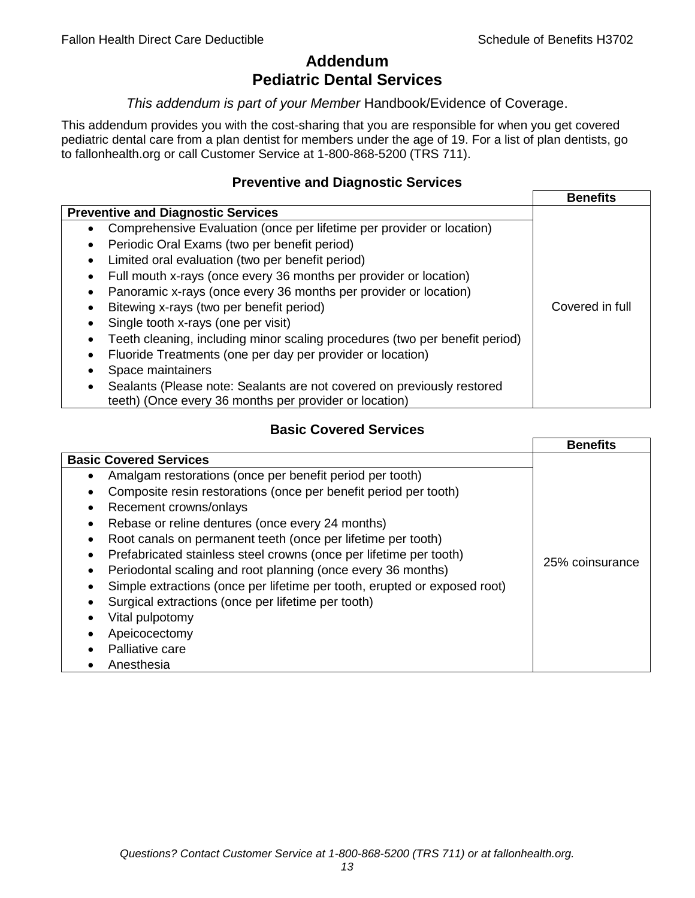# Addendum
# Pediatric Dental Services

*This addendum is part of your Member* Handbook/Evidence of Coverage.

This addendum provides you with the cost-sharing that you are responsible for when you get covered pediatric dental care from a plan dentist for members under the age of 19. For a list of plan dentists, go to fallonhealth.org or call Customer Service at 1-800-868-5200 (TRS 711).

### Preventive and Diagnostic Services

| | **Benefits** |
|---|---|
| **Preventive and Diagnostic Services**<br>• Comprehensive Evaluation (once per lifetime per provider or location)<br>• Periodic Oral Exams (two per benefit period)<br>• Limited oral evaluation (two per benefit period)<br>• Full mouth x-rays (once every 36 months per provider or location)<br>• Panoramic x-rays (once every 36 months per provider or location)<br>• Bitewing x-rays (two per benefit period)<br>• Single tooth x-rays (one per visit)<br>• Teeth cleaning, including minor scaling procedures (two per benefit period)<br>• Fluoride Treatments (one per day per provider or location)<br>• Space maintainers<br>• Sealants (Please note: Sealants are not covered on previously restored teeth) (Once every 36 months per provider or location) | Covered in full |

### Basic Covered Services

| | **Benefits** |
|---|---|
| **Basic Covered Services**<br>• Amalgam restorations (once per benefit period per tooth)<br>• Composite resin restorations (once per benefit period per tooth)<br>• Recement crowns/onlays<br>• Rebase or reline dentures (once every 24 months)<br>• Root canals on permanent teeth (once per lifetime per tooth)<br>• Prefabricated stainless steel crowns (once per lifetime per tooth)<br>• Periodontal scaling and root planning (once every 36 months)<br>• Simple extractions (once per lifetime per tooth, erupted or exposed root)<br>• Surgical extractions (once per lifetime per tooth)<br>• Vital pulpotomy<br>• Apeicocectomy<br>• Palliative care<br>• Anesthesia | 25% coinsurance |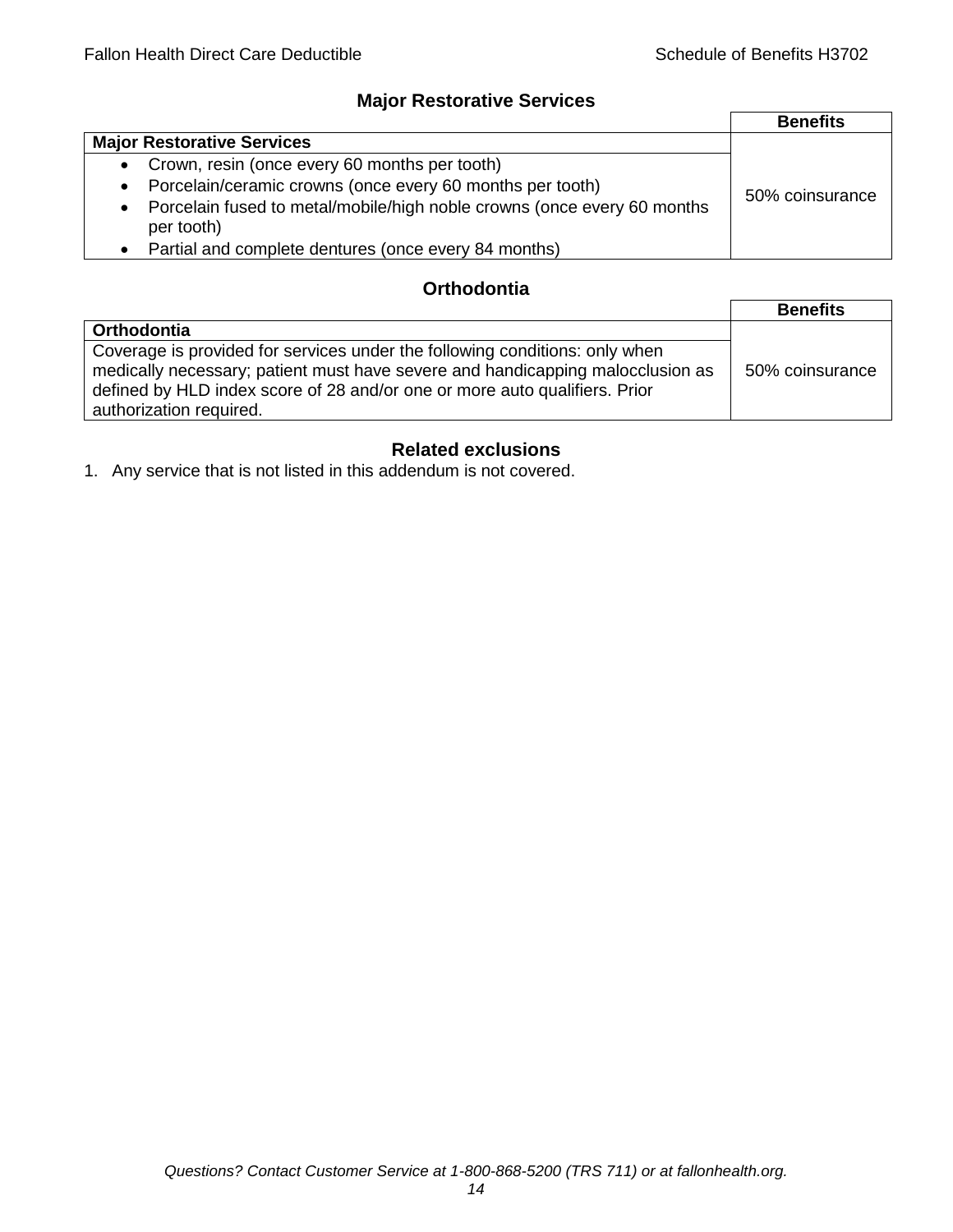## Major Restorative Services

| | Benefits |
|---|---|
| **Major Restorative Services** | |
| • Crown, resin (once every 60 months per tooth)<br>• Porcelain/ceramic crowns (once every 60 months per tooth)<br>• Porcelain fused to metal/mobile/high noble crowns (once every 60 months per tooth)<br>• Partial and complete dentures (once every 84 months) | 50% coinsurance |

## Orthodontia

| | Benefits |
|---|---|
| **Orthodontia** | |
| Coverage is provided for services under the following conditions: only when medically necessary; patient must have severe and handicapping malocclusion as defined by HLD index score of 28 and/or one or more auto qualifiers. Prior authorization required. | 50% coinsurance |

## Related exclusions

1. Any service that is not listed in this addendum is not covered.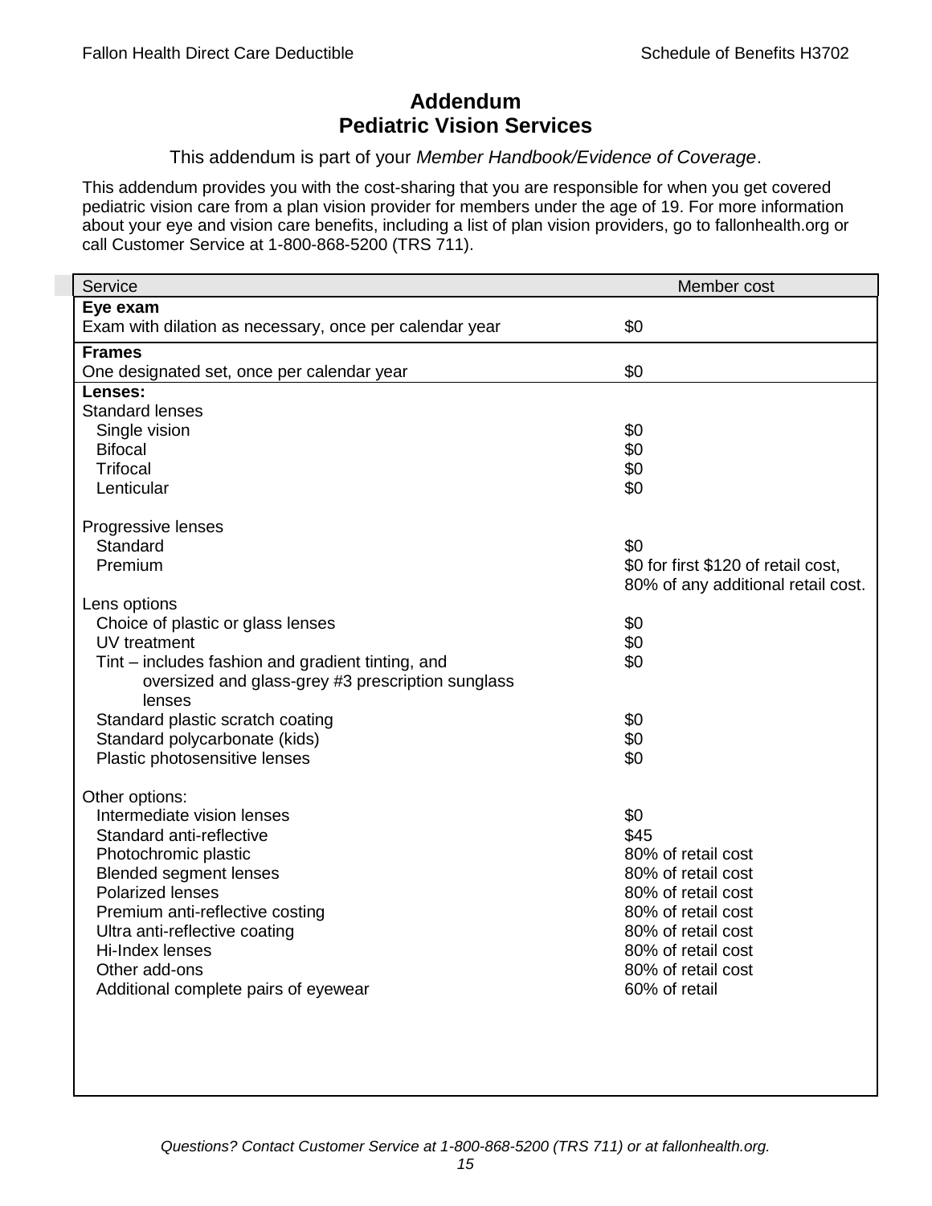# Addendum
# Pediatric Vision Services

This addendum is part of your *Member Handbook/Evidence of Coverage*.

This addendum provides you with the cost-sharing that you are responsible for when you get covered pediatric vision care from a plan vision provider for members under the age of 19. For more information about your eye and vision care benefits, including a list of plan vision providers, go to fallonhealth.org or call Customer Service at 1-800-868-5200 (TRS 711).

| Service | Member cost |
|---|---|
| **Eye exam** | |
| Exam with dilation as necessary, once per calendar year | $0 |
| **Frames** | |
| One designated set, once per calendar year | $0 |
| **Lenses:** | |
| Standard lenses | |
| Single vision | $0 |
| Bifocal | $0 |
| Trifocal | $0 |
| Lenticular | $0 |
| Progressive lenses | |
| Standard | $0 |
| Premium | $0 for first $120 of retail cost, 80% of any additional retail cost. |
| Lens options | |
| Choice of plastic or glass lenses | $0 |
| UV treatment | $0 |
| Tint – includes fashion and gradient tinting, and oversized and glass-grey #3 prescription sunglass lenses | $0 |
| Standard plastic scratch coating | $0 |
| Standard polycarbonate (kids) | $0 |
| Plastic photosensitive lenses | $0 |
| Other options: | |
| Intermediate vision lenses | $0 |
| Standard anti-reflective | $45 |
| Photochromic plastic | 80% of retail cost |
| Blended segment lenses | 80% of retail cost |
| Polarized lenses | 80% of retail cost |
| Premium anti-reflective costing | 80% of retail cost |
| Ultra anti-reflective coating | 80% of retail cost |
| Hi-Index lenses | 80% of retail cost |
| Other add-ons | 80% of retail cost |
| Additional complete pairs of eyewear | 60% of retail |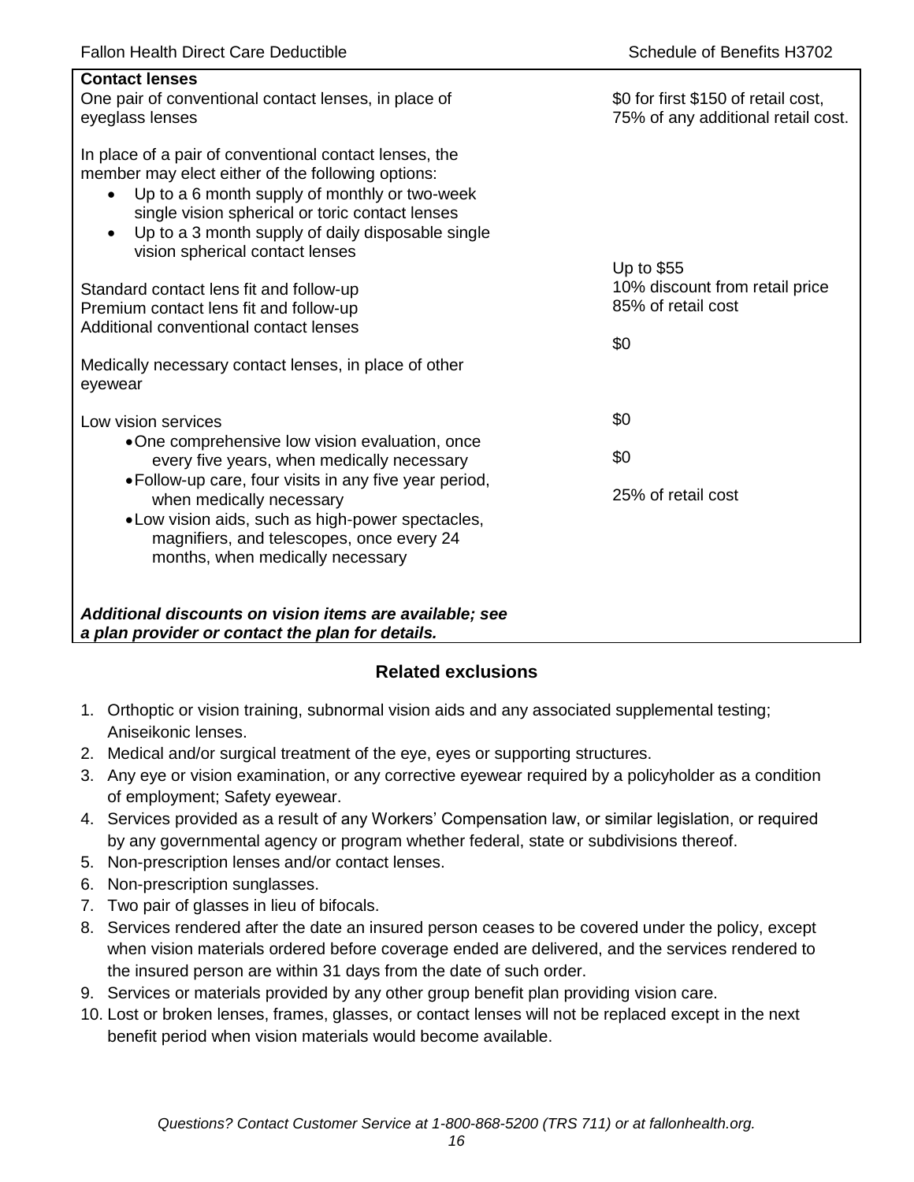| Contact lenses | |
|---|---|
| One pair of conventional contact lenses, in place of eyeglass lenses | $0 for first $150 of retail cost, 75% of any additional retail cost. |
| In place of a pair of conventional contact lenses, the member may elect either of the following options:<br>• Up to a 6 month supply of monthly or two-week single vision spherical or toric contact lenses<br>• Up to a 3 month supply of daily disposable single vision spherical contact lenses | |
| Standard contact lens fit and follow-up | Up to $55 |
| Premium contact lens fit and follow-up | 10% discount from retail price |
| Additional conventional contact lenses | 85% of retail cost |
| Medically necessary contact lenses, in place of other eyewear | $0 |
| Low vision services | |
| • One comprehensive low vision evaluation, once every five years, when medically necessary | $0 |
| • Follow-up care, four visits in any five year period, when medically necessary | $0 |
| • Low vision aids, such as high-power spectacles, magnifiers, and telescopes, once every 24 months, when medically necessary | 25% of retail cost |
| ***Additional discounts on vision items are available; see a plan provider or contact the plan for details.*** | |

## Related exclusions

1. Orthoptic or vision training, subnormal vision aids and any associated supplemental testing; Aniseikonic lenses.
2. Medical and/or surgical treatment of the eye, eyes or supporting structures.
3. Any eye or vision examination, or any corrective eyewear required by a policyholder as a condition of employment; Safety eyewear.
4. Services provided as a result of any Workers' Compensation law, or similar legislation, or required by any governmental agency or program whether federal, state or subdivisions thereof.
5. Non-prescription lenses and/or contact lenses.
6. Non-prescription sunglasses.
7. Two pair of glasses in lieu of bifocals.
8. Services rendered after the date an insured person ceases to be covered under the policy, except when vision materials ordered before coverage ended are delivered, and the services rendered to the insured person are within 31 days from the date of such order.
9. Services or materials provided by any other group benefit plan providing vision care.
10. Lost or broken lenses, frames, glasses, or contact lenses will not be replaced except in the next benefit period when vision materials would become available.

*Questions? Contact Customer Service at 1-800-868-5200 (TRS 711) or at fallonhealth.org.*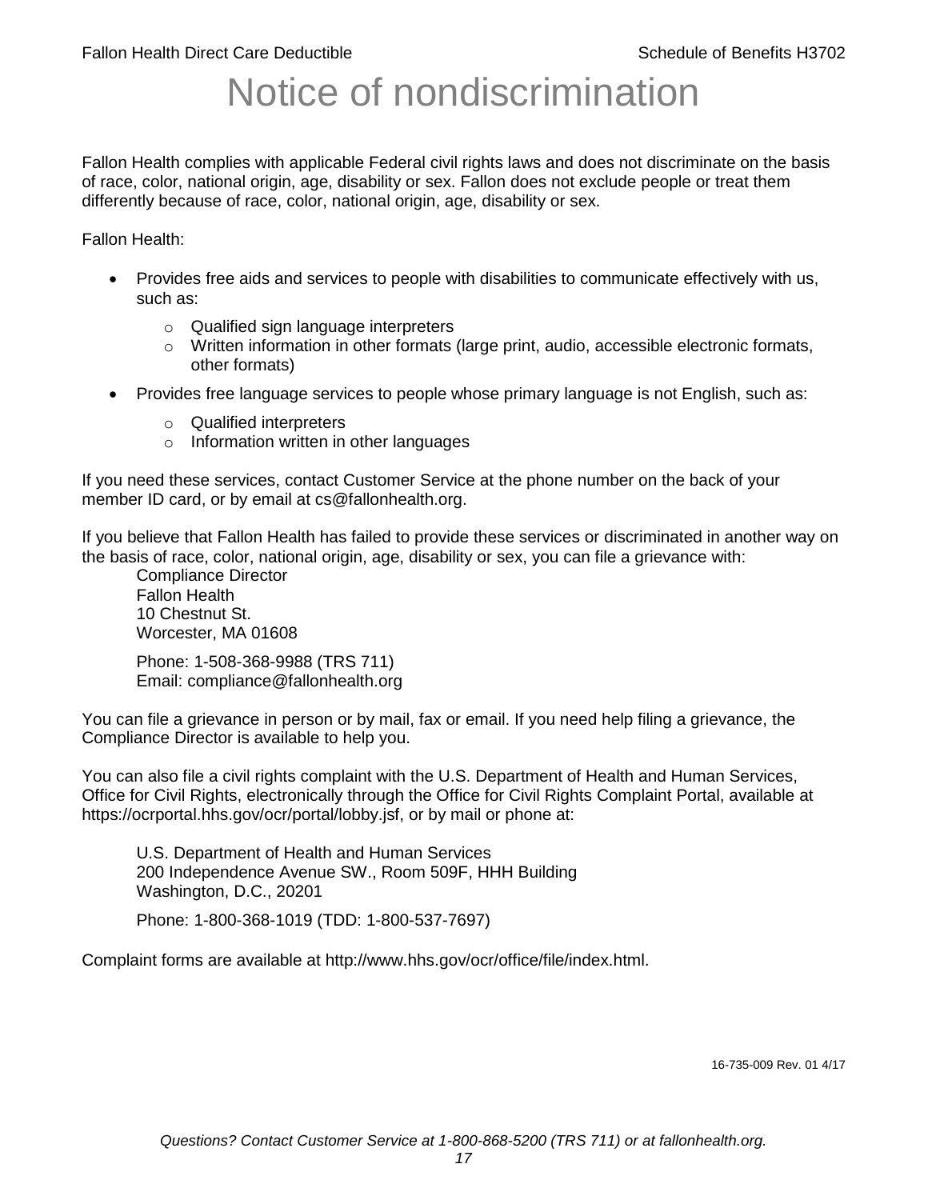# Notice of nondiscrimination

Fallon Health complies with applicable Federal civil rights laws and does not discriminate on the basis of race, color, national origin, age, disability or sex. Fallon does not exclude people or treat them differently because of race, color, national origin, age, disability or sex.

Fallon Health:

- Provides free aids and services to people with disabilities to communicate effectively with us, such as:
  - Qualified sign language interpreters
  - Written information in other formats (large print, audio, accessible electronic formats, other formats)
- Provides free language services to people whose primary language is not English, such as:
  - Qualified interpreters
  - Information written in other languages

If you need these services, contact Customer Service at the phone number on the back of your member ID card, or by email at cs@fallonhealth.org.

If you believe that Fallon Health has failed to provide these services or discriminated in another way on the basis of race, color, national origin, age, disability or sex, you can file a grievance with:

Compliance Director
Fallon Health
10 Chestnut St.
Worcester, MA 01608

Phone: 1-508-368-9988 (TRS 711)
Email: compliance@fallonhealth.org

You can file a grievance in person or by mail, fax or email. If you need help filing a grievance, the Compliance Director is available to help you.

You can also file a civil rights complaint with the U.S. Department of Health and Human Services, Office for Civil Rights, electronically through the Office for Civil Rights Complaint Portal, available at https://ocrportal.hhs.gov/ocr/portal/lobby.jsf, or by mail or phone at:

U.S. Department of Health and Human Services
200 Independence Avenue SW., Room 509F, HHH Building
Washington, D.C., 20201

Phone: 1-800-368-1019 (TDD: 1-800-537-7697)

Complaint forms are available at http://www.hhs.gov/ocr/office/file/index.html.

16-735-009 Rev. 01 4/17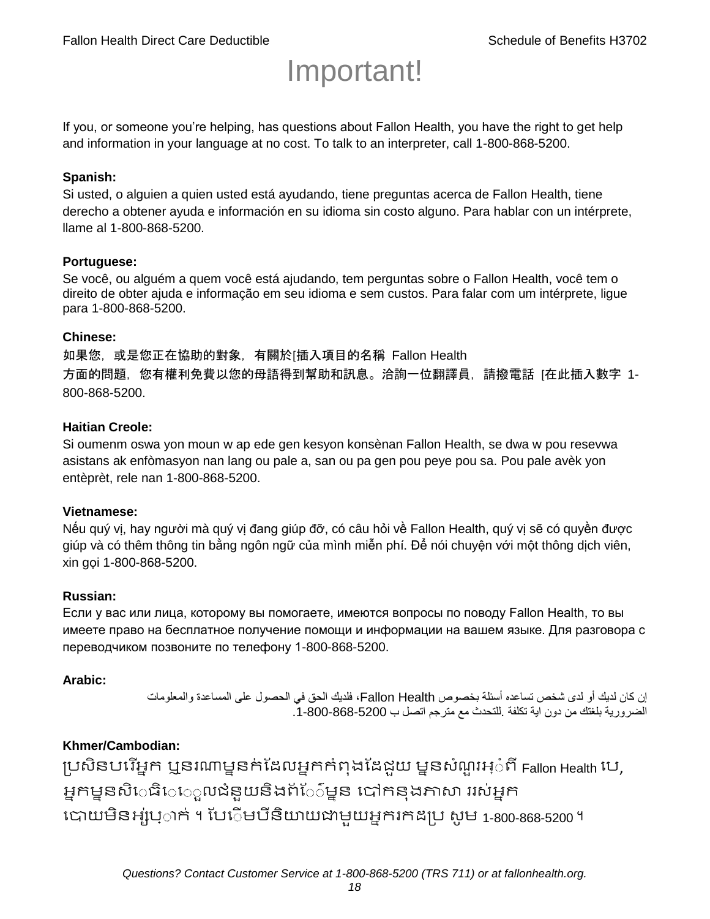# Important!

If you, or someone you're helping, has questions about Fallon Health, you have the right to get help and information in your language at no cost. To talk to an interpreter, call 1-800-868-5200.

**Spanish:**
Si usted, o alguien a quien usted está ayudando, tiene preguntas acerca de Fallon Health, tiene derecho a obtener ayuda e información en su idioma sin costo alguno. Para hablar con un intérprete, llame al 1-800-868-5200.

**Portuguese:**
Se você, ou alguém a quem você está ajudando, tem perguntas sobre o Fallon Health, você tem o direito de obter ajuda e informação em seu idioma e sem custos. Para falar com um intérprete, ligue para 1-800-868-5200.

**Chinese:**
如果您，或是您正在協助的對象，有關於[插入項目的名稱 Fallon Health 方面的問題，您有權利免費以您的母語得到幫助和訊息。洽詢一位翻譯員，請撥電話 [在此插入數字 1-800-868-5200.

**Haitian Creole:**
Si oumenm oswa yon moun w ap ede gen kesyon konsènan Fallon Health, se dwa w pou resevwa asistans ak enfòmasyon nan lang ou pale a, san ou pa gen pou peye pou sa. Pou pale avèk yon entèprèt, rele nan 1-800-868-5200.

**Vietnamese:**
Nếu quý vị, hay người mà quý vị đang giúp đỡ, có câu hỏi về Fallon Health, quý vị sẽ có quyền được giúp và có thêm thông tin bằng ngôn ngữ của mình miễn phí. Để nói chuyện với một thông dịch viên, xin gọi 1-800-868-5200.

**Russian:**
Если у вас или лица, которому вы помогаете, имеются вопросы по поводу Fallon Health, то вы имеете право на бесплатное получение помощи и информации на вашем языке. Для разговора с переводчиком позвоните по телефону 1-800-868-5200.

**Arabic:**
إن كان لديك أو لدى شخص تساعده أسئلة بخصوص Fallon Health، فلديك الحق في الحصول على المساعدة والمعلومات الضرورية بلغتك من دون اية تكلفة .للتحدث مع مترجم اتصل ب 1-800-868-5200.

**Khmer/Cambodian:**
ប្រសិនបរើអ្នក ឬនរណាម្នក់ដែលអ្នកកំពុងដែជួយ ម្នសំណួរអ្ំពី Fallon Health បេ, អ្នកម្នសិេធិេេួលជំនួយនិងព័េ៌ម្នន បៅកនុងភាសា ររស់អ្នក បោយមិនអ្ស់បុ្ាក់ ។ បែេិមបីនិយាយជាមួយអ្នករកដប្រ សូម 1-800-868-5200 ។

*Questions? Contact Customer Service at 1-800-868-5200 (TRS 711) or at fallonhealth.org.*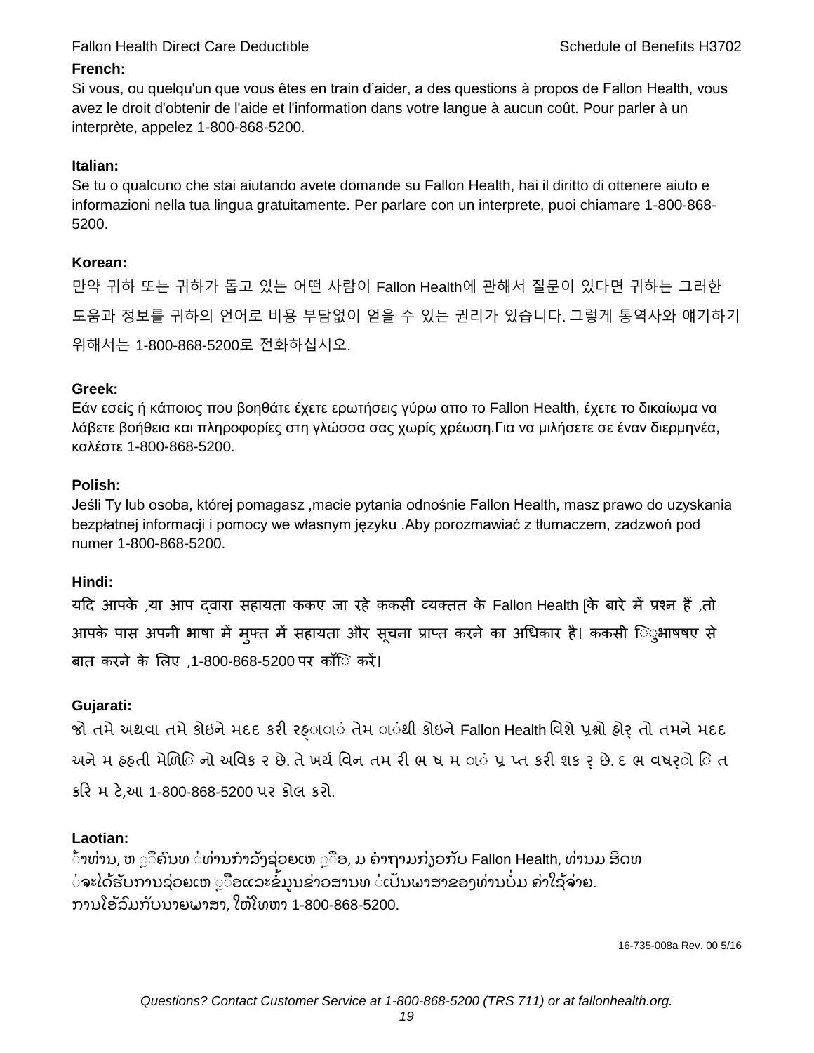**French:**
Si vous, ou quelqu'un que vous êtes en train d'aider, a des questions à propos de Fallon Health, vous avez le droit d'obtenir de l'aide et l'information dans votre langue à aucun coût. Pour parler à un interprète, appelez 1-800-868-5200.

**Italian:**
Se tu o qualcuno che stai aiutando avete domande su Fallon Health, hai il diritto di ottenere aiuto e informazioni nella tua lingua gratuitamente. Per parlare con un interprete, puoi chiamare 1-800-868-5200.

**Korean:**
만약 귀하 또는 귀하가 돕고 있는 어떤 사람이 Fallon Health에 관해서 질문이 있다면 귀하는 그러한 도움과 정보를 귀하의 언어로 비용 부담없이 얻을 수 있는 권리가 있습니다. 그렇게 통역사와 얘기하기 위해서는 1-800-868-5200로 전화하십시오.

**Greek:**
Εάν εσείς ή κάποιος που βοηθάτε έχετε ερωτήσεις γύρω απο το Fallon Health, έχετε το δικαίωμα να λάβετε βοήθεια και πληροφορίες στη γλώσσα σας χωρίς χρέωση.Για να μιλήσετε σε έναν διερμηνέα, καλέστε 1-800-868-5200.

**Polish:**
Jeśli Ty lub osoba, której pomagasz ,macie pytania odnośnie Fallon Health, masz prawo do uzyskania bezpłatnej informacji i pomocy we własnym języku .Aby porozmawiać z tłumaczem, zadzwoń pod numer 1-800-868-5200.

**Hindi:**
यदि आपके ,या आप द्वारा सहायता ककए जा रहे ककसी व्यक्तत के Fallon Health [के बारे में प्रश्न हैं ,तो आपके पास अपनी भाषा में मुफ्त में सहायता और सूचना प्राप्त करने का अधिकार है। ककसी िुभाषषए से बात करने के लिए ,1-800-868-5200 पर कॉि करें।

**Gujarati:**
જો તમે અથવા તમે કોઇને મદદ કરી રહ્ાાં તેમ ાંથી કોઇને Fallon Health વિશે પ્રશ્નો હોર્ તો તમને મદદ અને મ હહતી મેળિિ નો અવિક ર છે. તે ખર્ચ વિન તમ રી ભ ષ મ ાં પ્ર પ્ત કરી શક ર્ છે. દ ભ વષર્ો િ ત કરિ મ ટે,આ 1-800-868-5200 પર કોલ કરો.

**Laotian:**
້າທ່ານ, ຫ ູຼືຄົນທ ່ທ່ານກໍາລັງຊ່ວຍເຫ ູຼືອ, ມ ຄໍາຖາມກ່ຽວກັບ Fallon Health, ທ່ານມ ສິດທ ່ຈະໄດ້ຮັບການຊ່ວຍເຫ ູຼືອແລະຂໍ້ມູນຂ່າວສານທ ່ເປັນພາສາຂອງທ່ານບໍ່ມ ຄ່າໃຊ້ຈ່າຍ. ການໂອ້ລົມກັບນາຍພາສາ, ໃຫ້ໂທຫາ 1-800-868-5200.

16-735-008a Rev. 00 5/16

*Questions? Contact Customer Service at 1-800-868-5200 (TRS 711) or at fallonhealth.org.*